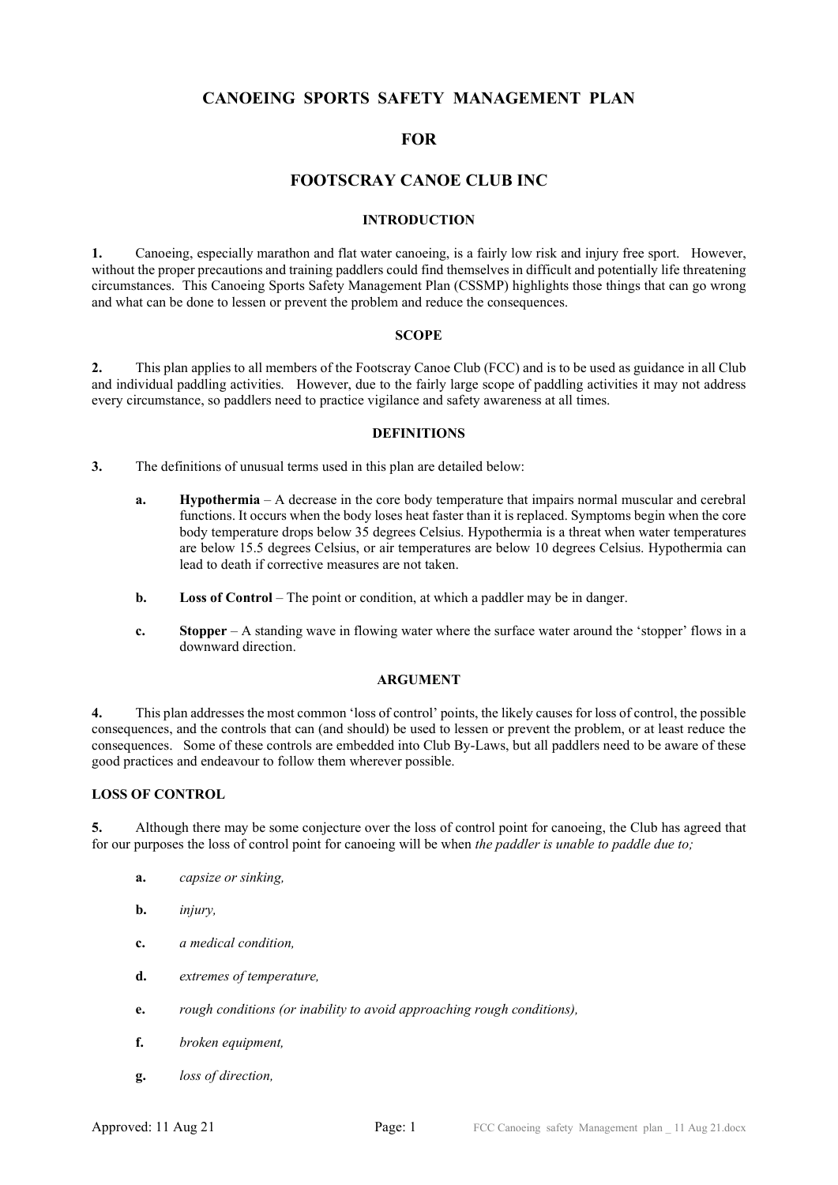# CANOEING SPORTS SAFETY MANAGEMENT PLAN

# FOR

# FOOTSCRAY CANOE CLUB INC

## INTRODUCTION

**1.** Canoeing, especially marathon and flat water canoeing, is a fairly low risk and injury free sport. However, without the proper precautions and training paddlers could find themselves in difficult and potentially life threatening circumstances. This Canoeing Sports Safety Management Plan (CSSMP) highlights those things that can go wrong and what can be done to lessen or prevent the problem and reduce the consequences.

## SCOPE

**2.** This plan applies to all members of the Footscray Canoe Club (FCC) and is to be used as guidance in all Club and individual paddling activities. However, due to the fairly large scope of paddling activities it may not address every circumstance, so paddlers need to practice vigilance and safety awareness at all times.

## DEFINITIONS

**3.** The definitions of unusual terms used in this plan are detailed below:

- **a.** **Hypothermia** – A decrease in the core body temperature that impairs normal muscular and cerebral functions. It occurs when the body loses heat faster than it is replaced. Symptoms begin when the core body temperature drops below 35 degrees Celsius. Hypothermia is a threat when water temperatures are below 15.5 degrees Celsius, or air temperatures are below 10 degrees Celsius. Hypothermia can lead to death if corrective measures are not taken.

- **b.** **Loss of Control** – The point or condition, at which a paddler may be in danger.

- **c.** **Stopper** – A standing wave in flowing water where the surface water around the 'stopper' flows in a downward direction.

## ARGUMENT

**4.** This plan addresses the most common 'loss of control' points, the likely causes for loss of control, the possible consequences, and the controls that can (and should) be used to lessen or prevent the problem, or at least reduce the consequences. Some of these controls are embedded into Club By-Laws, but all paddlers need to be aware of these good practices and endeavour to follow them wherever possible.

### LOSS OF CONTROL

**5.** Although there may be some conjecture over the loss of control point for canoeing, the Club has agreed that for our purposes the loss of control point for canoeing will be when *the paddler is unable to paddle due to;*

- **a.** *capsize or sinking,*

- **b.** *injury,*

- **c.** *a medical condition,*

- **d.** *extremes of temperature,*

- **e.** *rough conditions (or inability to avoid approaching rough conditions),*

- **f.** *broken equipment,*

- **g.** *loss of direction,*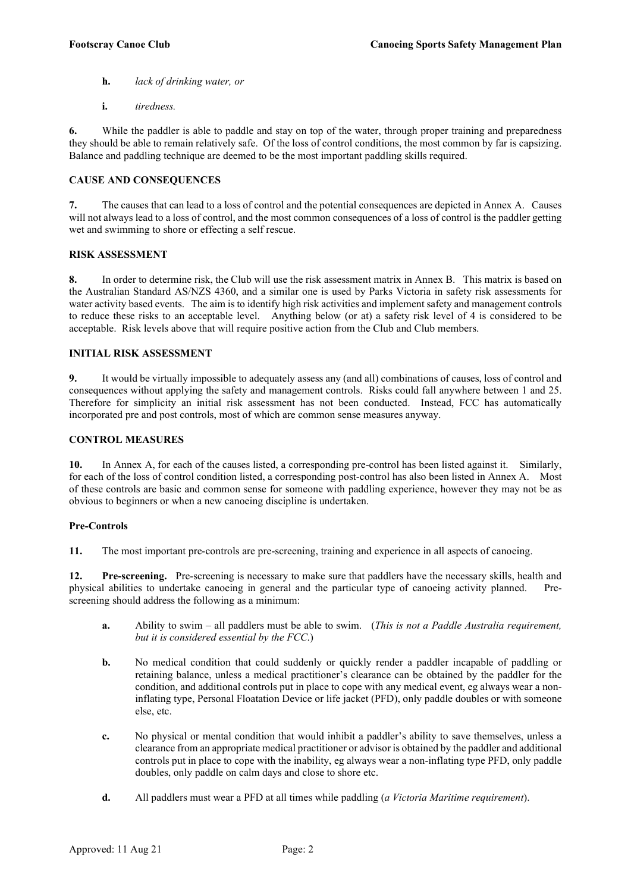**h.** *lack of drinking water, or*

**i.** *tiredness.*

**6.** While the paddler is able to paddle and stay on top of the water, through proper training and preparedness they should be able to remain relatively safe. Of the loss of control conditions, the most common by far is capsizing. Balance and paddling technique are deemed to be the most important paddling skills required.

## CAUSE AND CONSEQUENCES

**7.** The causes that can lead to a loss of control and the potential consequences are depicted in Annex A. Causes will not always lead to a loss of control, and the most common consequences of a loss of control is the paddler getting wet and swimming to shore or effecting a self rescue.

## RISK ASSESSMENT

**8.** In order to determine risk, the Club will use the risk assessment matrix in Annex B. This matrix is based on the Australian Standard AS/NZS 4360, and a similar one is used by Parks Victoria in safety risk assessments for water activity based events. The aim is to identify high risk activities and implement safety and management controls to reduce these risks to an acceptable level. Anything below (or at) a safety risk level of 4 is considered to be acceptable. Risk levels above that will require positive action from the Club and Club members.

## INITIAL RISK ASSESSMENT

**9.** It would be virtually impossible to adequately assess any (and all) combinations of causes, loss of control and consequences without applying the safety and management controls. Risks could fall anywhere between 1 and 25. Therefore for simplicity an initial risk assessment has not been conducted. Instead, FCC has automatically incorporated pre and post controls, most of which are common sense measures anyway.

## CONTROL MEASURES

**10.** In Annex A, for each of the causes listed, a corresponding pre-control has been listed against it. Similarly, for each of the loss of control condition listed, a corresponding post-control has also been listed in Annex A. Most of these controls are basic and common sense for someone with paddling experience, however they may not be as obvious to beginners or when a new canoeing discipline is undertaken.

### Pre-Controls

**11.** The most important pre-controls are pre-screening, training and experience in all aspects of canoeing.

**12. Pre-screening.** Pre-screening is necessary to make sure that paddlers have the necessary skills, health and physical abilities to undertake canoeing in general and the particular type of canoeing activity planned. Pre-screening should address the following as a minimum:

**a.** Ability to swim – all paddlers must be able to swim. (*This is not a Paddle Australia requirement, but it is considered essential by the FCC.*)

**b.** No medical condition that could suddenly or quickly render a paddler incapable of paddling or retaining balance, unless a medical practitioner's clearance can be obtained by the paddler for the condition, and additional controls put in place to cope with any medical event, eg always wear a non-inflating type, Personal Floatation Device or life jacket (PFD), only paddle doubles or with someone else, etc.

**c.** No physical or mental condition that would inhibit a paddler's ability to save themselves, unless a clearance from an appropriate medical practitioner or advisor is obtained by the paddler and additional controls put in place to cope with the inability, eg always wear a non-inflating type PFD, only paddle doubles, only paddle on calm days and close to shore etc.

**d.** All paddlers must wear a PFD at all times while paddling (*a Victoria Maritime requirement*).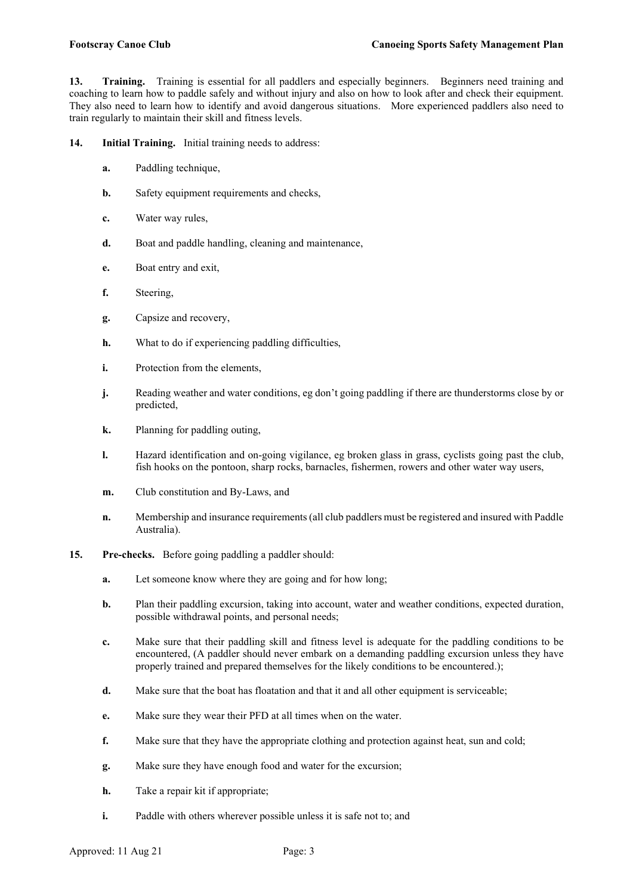**13. Training.** Training is essential for all paddlers and especially beginners. Beginners need training and coaching to learn how to paddle safely and without injury and also on how to look after and check their equipment. They also need to learn how to identify and avoid dangerous situations. More experienced paddlers also need to train regularly to maintain their skill and fitness levels.

**14. Initial Training.** Initial training needs to address:

**a.** Paddling technique,

**b.** Safety equipment requirements and checks,

**c.** Water way rules,

**d.** Boat and paddle handling, cleaning and maintenance,

**e.** Boat entry and exit,

**f.** Steering,

**g.** Capsize and recovery,

**h.** What to do if experiencing paddling difficulties,

**i.** Protection from the elements,

**j.** Reading weather and water conditions, eg don't going paddling if there are thunderstorms close by or predicted,

**k.** Planning for paddling outing,

**l.** Hazard identification and on-going vigilance, eg broken glass in grass, cyclists going past the club, fish hooks on the pontoon, sharp rocks, barnacles, fishermen, rowers and other water way users,

**m.** Club constitution and By-Laws, and

**n.** Membership and insurance requirements (all club paddlers must be registered and insured with Paddle Australia).

**15. Pre-checks.** Before going paddling a paddler should:

**a.** Let someone know where they are going and for how long;

**b.** Plan their paddling excursion, taking into account, water and weather conditions, expected duration, possible withdrawal points, and personal needs;

**c.** Make sure that their paddling skill and fitness level is adequate for the paddling conditions to be encountered, (A paddler should never embark on a demanding paddling excursion unless they have properly trained and prepared themselves for the likely conditions to be encountered.);

**d.** Make sure that the boat has floatation and that it and all other equipment is serviceable;

**e.** Make sure they wear their PFD at all times when on the water.

**f.** Make sure that they have the appropriate clothing and protection against heat, sun and cold;

**g.** Make sure they have enough food and water for the excursion;

**h.** Take a repair kit if appropriate;

**i.** Paddle with others wherever possible unless it is safe not to; and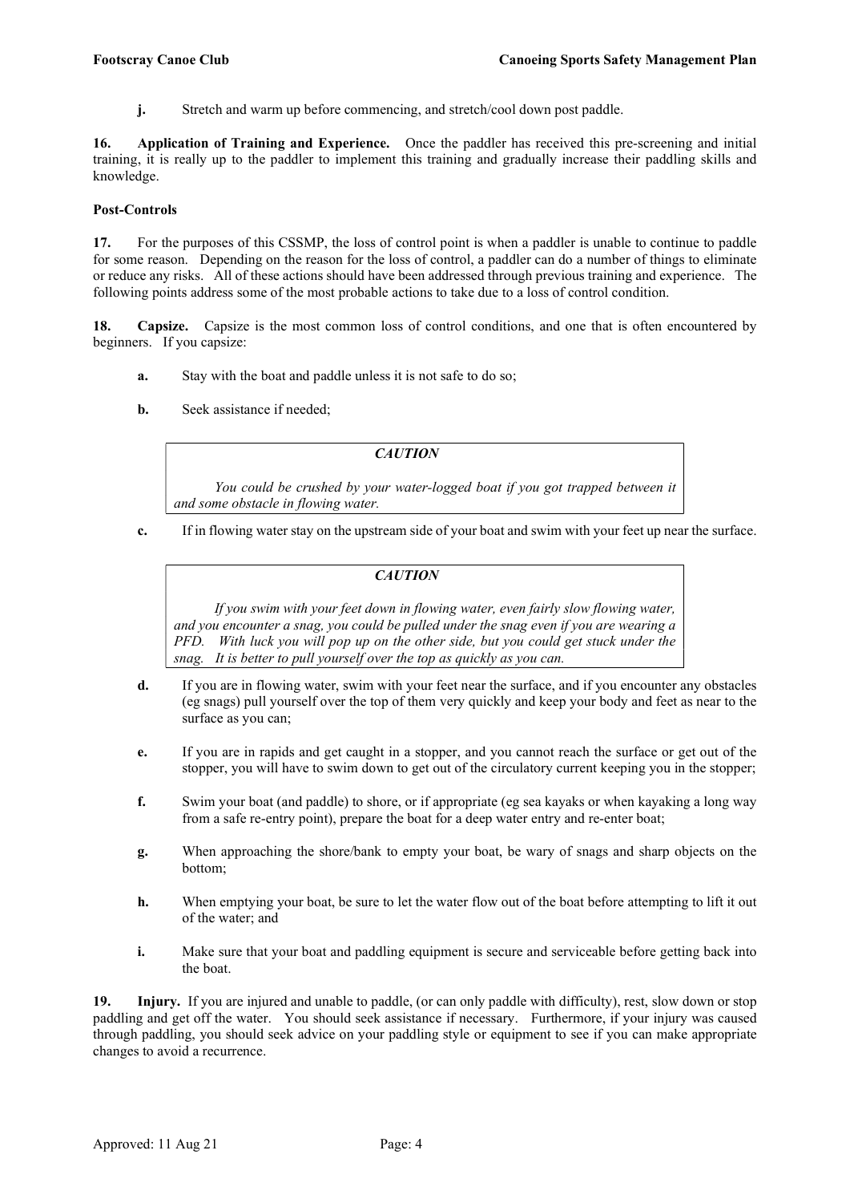**j.** Stretch and warm up before commencing, and stretch/cool down post paddle.

**16. Application of Training and Experience.** Once the paddler has received this pre-screening and initial training, it is really up to the paddler to implement this training and gradually increase their paddling skills and knowledge.

**Post-Controls**

**17.** For the purposes of this CSSMP, the loss of control point is when a paddler is unable to continue to paddle for some reason. Depending on the reason for the loss of control, a paddler can do a number of things to eliminate or reduce any risks. All of these actions should have been addressed through previous training and experience. The following points address some of the most probable actions to take due to a loss of control condition.

**18. Capsize.** Capsize is the most common loss of control conditions, and one that is often encountered by beginners. If you capsize:

**a.** Stay with the boat and paddle unless it is not safe to do so;

**b.** Seek assistance if needed;

> ***CAUTION***
>
> *You could be crushed by your water-logged boat if you got trapped between it and some obstacle in flowing water.*

**c.** If in flowing water stay on the upstream side of your boat and swim with your feet up near the surface.

> ***CAUTION***
>
> *If you swim with your feet down in flowing water, even fairly slow flowing water, and you encounter a snag, you could be pulled under the snag even if you are wearing a PFD. With luck you will pop up on the other side, but you could get stuck under the snag. It is better to pull yourself over the top as quickly as you can.*

**d.** If you are in flowing water, swim with your feet near the surface, and if you encounter any obstacles (eg snags) pull yourself over the top of them very quickly and keep your body and feet as near to the surface as you can;

**e.** If you are in rapids and get caught in a stopper, and you cannot reach the surface or get out of the stopper, you will have to swim down to get out of the circulatory current keeping you in the stopper;

**f.** Swim your boat (and paddle) to shore, or if appropriate (eg sea kayaks or when kayaking a long way from a safe re-entry point), prepare the boat for a deep water entry and re-enter boat;

**g.** When approaching the shore/bank to empty your boat, be wary of snags and sharp objects on the bottom;

**h.** When emptying your boat, be sure to let the water flow out of the boat before attempting to lift it out of the water; and

**i.** Make sure that your boat and paddling equipment is secure and serviceable before getting back into the boat.

**19. Injury.** If you are injured and unable to paddle, (or can only paddle with difficulty), rest, slow down or stop paddling and get off the water. You should seek assistance if necessary. Furthermore, if your injury was caused through paddling, you should seek advice on your paddling style or equipment to see if you can make appropriate changes to avoid a recurrence.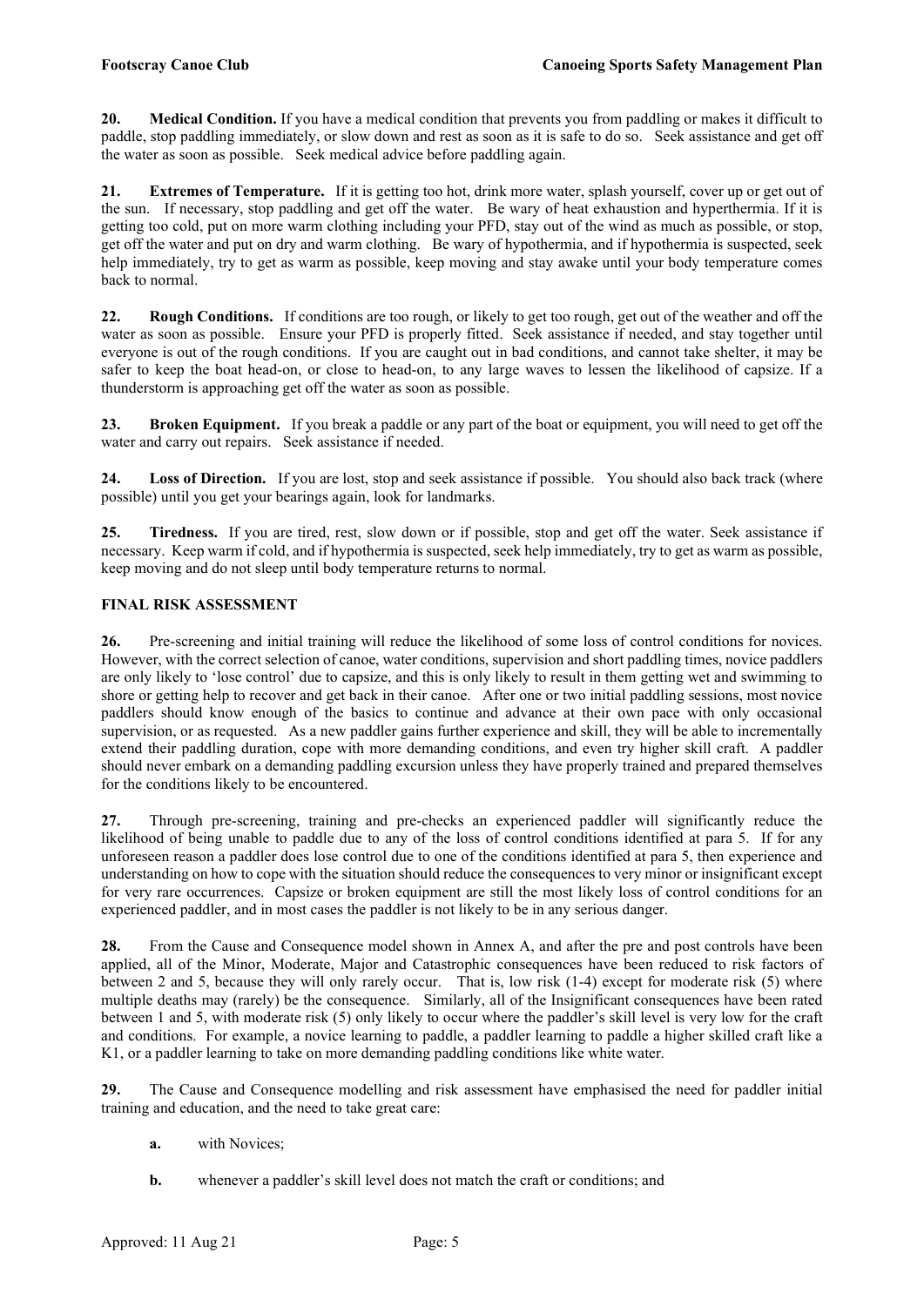**20. Medical Condition.** If you have a medical condition that prevents you from paddling or makes it difficult to paddle, stop paddling immediately, or slow down and rest as soon as it is safe to do so. Seek assistance and get off the water as soon as possible. Seek medical advice before paddling again.

**21. Extremes of Temperature.** If it is getting too hot, drink more water, splash yourself, cover up or get out of the sun. If necessary, stop paddling and get off the water. Be wary of heat exhaustion and hyperthermia. If it is getting too cold, put on more warm clothing including your PFD, stay out of the wind as much as possible, or stop, get off the water and put on dry and warm clothing. Be wary of hypothermia, and if hypothermia is suspected, seek help immediately, try to get as warm as possible, keep moving and stay awake until your body temperature comes back to normal.

**22. Rough Conditions.** If conditions are too rough, or likely to get too rough, get out of the weather and off the water as soon as possible. Ensure your PFD is properly fitted. Seek assistance if needed, and stay together until everyone is out of the rough conditions. If you are caught out in bad conditions, and cannot take shelter, it may be safer to keep the boat head-on, or close to head-on, to any large waves to lessen the likelihood of capsize. If a thunderstorm is approaching get off the water as soon as possible.

**23. Broken Equipment.** If you break a paddle or any part of the boat or equipment, you will need to get off the water and carry out repairs. Seek assistance if needed.

**24. Loss of Direction.** If you are lost, stop and seek assistance if possible. You should also back track (where possible) until you get your bearings again, look for landmarks.

**25. Tiredness.** If you are tired, rest, slow down or if possible, stop and get off the water. Seek assistance if necessary. Keep warm if cold, and if hypothermia is suspected, seek help immediately, try to get as warm as possible, keep moving and do not sleep until body temperature returns to normal.

## FINAL RISK ASSESSMENT

**26.** Pre-screening and initial training will reduce the likelihood of some loss of control conditions for novices. However, with the correct selection of canoe, water conditions, supervision and short paddling times, novice paddlers are only likely to 'lose control' due to capsize, and this is only likely to result in them getting wet and swimming to shore or getting help to recover and get back in their canoe. After one or two initial paddling sessions, most novice paddlers should know enough of the basics to continue and advance at their own pace with only occasional supervision, or as requested. As a new paddler gains further experience and skill, they will be able to incrementally extend their paddling duration, cope with more demanding conditions, and even try higher skill craft. A paddler should never embark on a demanding paddling excursion unless they have properly trained and prepared themselves for the conditions likely to be encountered.

**27.** Through pre-screening, training and pre-checks an experienced paddler will significantly reduce the likelihood of being unable to paddle due to any of the loss of control conditions identified at para 5. If for any unforeseen reason a paddler does lose control due to one of the conditions identified at para 5, then experience and understanding on how to cope with the situation should reduce the consequences to very minor or insignificant except for very rare occurrences. Capsize or broken equipment are still the most likely loss of control conditions for an experienced paddler, and in most cases the paddler is not likely to be in any serious danger.

**28.** From the Cause and Consequence model shown in Annex A, and after the pre and post controls have been applied, all of the Minor, Moderate, Major and Catastrophic consequences have been reduced to risk factors of between 2 and 5, because they will only rarely occur. That is, low risk (1-4) except for moderate risk (5) where multiple deaths may (rarely) be the consequence. Similarly, all of the Insignificant consequences have been rated between 1 and 5, with moderate risk (5) only likely to occur where the paddler's skill level is very low for the craft and conditions. For example, a novice learning to paddle, a paddler learning to paddle a higher skilled craft like a K1, or a paddler learning to take on more demanding paddling conditions like white water.

**29.** The Cause and Consequence modelling and risk assessment have emphasised the need for paddler initial training and education, and the need to take great care:

- **a.** with Novices;
- **b.** whenever a paddler's skill level does not match the craft or conditions; and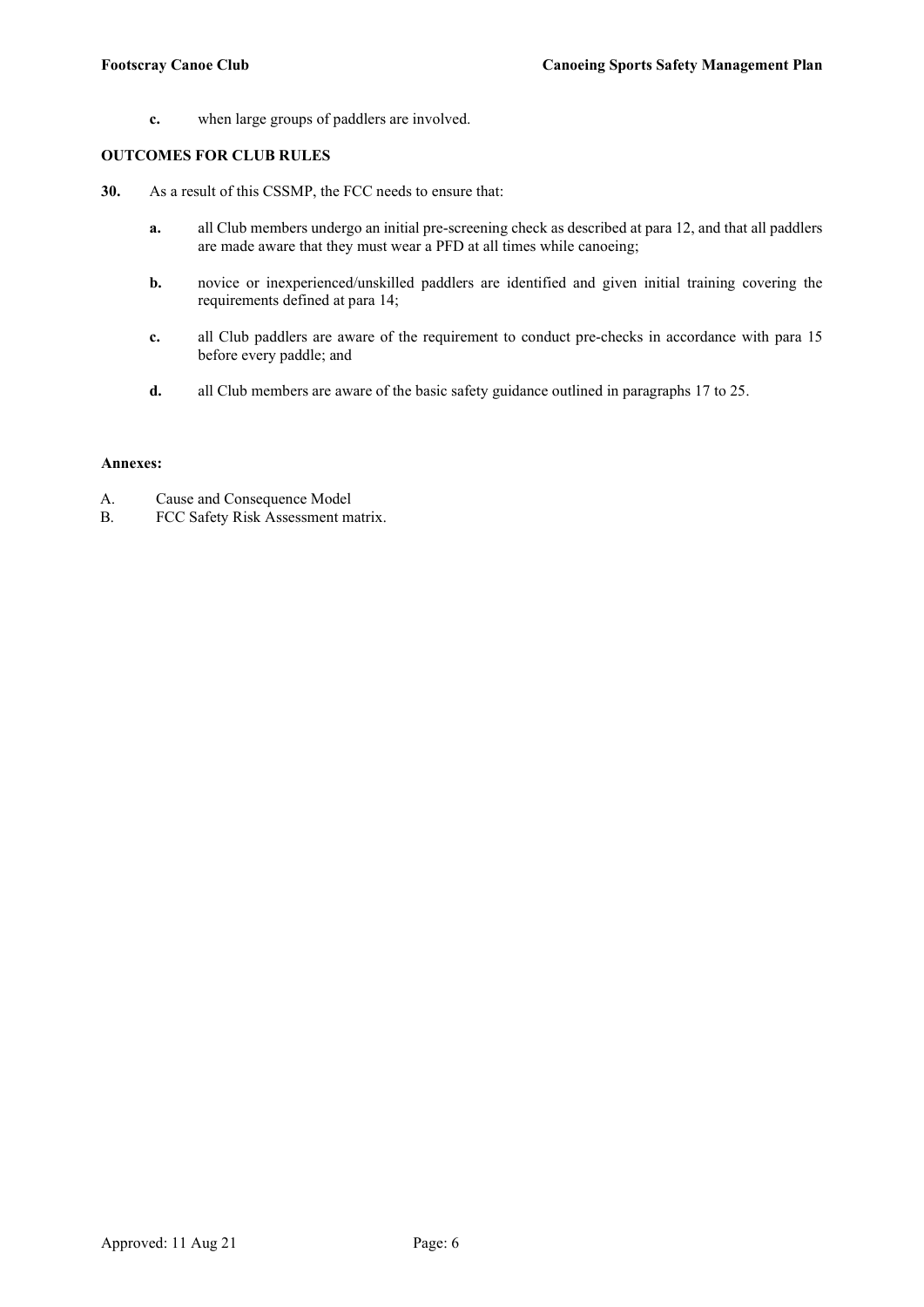**c.** when large groups of paddlers are involved.

**OUTCOMES FOR CLUB RULES**

**30.** As a result of this CSSMP, the FCC needs to ensure that:

**a.** all Club members undergo an initial pre-screening check as described at para 12, and that all paddlers are made aware that they must wear a PFD at all times while canoeing;

**b.** novice or inexperienced/unskilled paddlers are identified and given initial training covering the requirements defined at para 14;

**c.** all Club paddlers are aware of the requirement to conduct pre-checks in accordance with para 15 before every paddle; and

**d.** all Club members are aware of the basic safety guidance outlined in paragraphs 17 to 25.

**Annexes:**

A. Cause and Consequence Model
B. FCC Safety Risk Assessment matrix.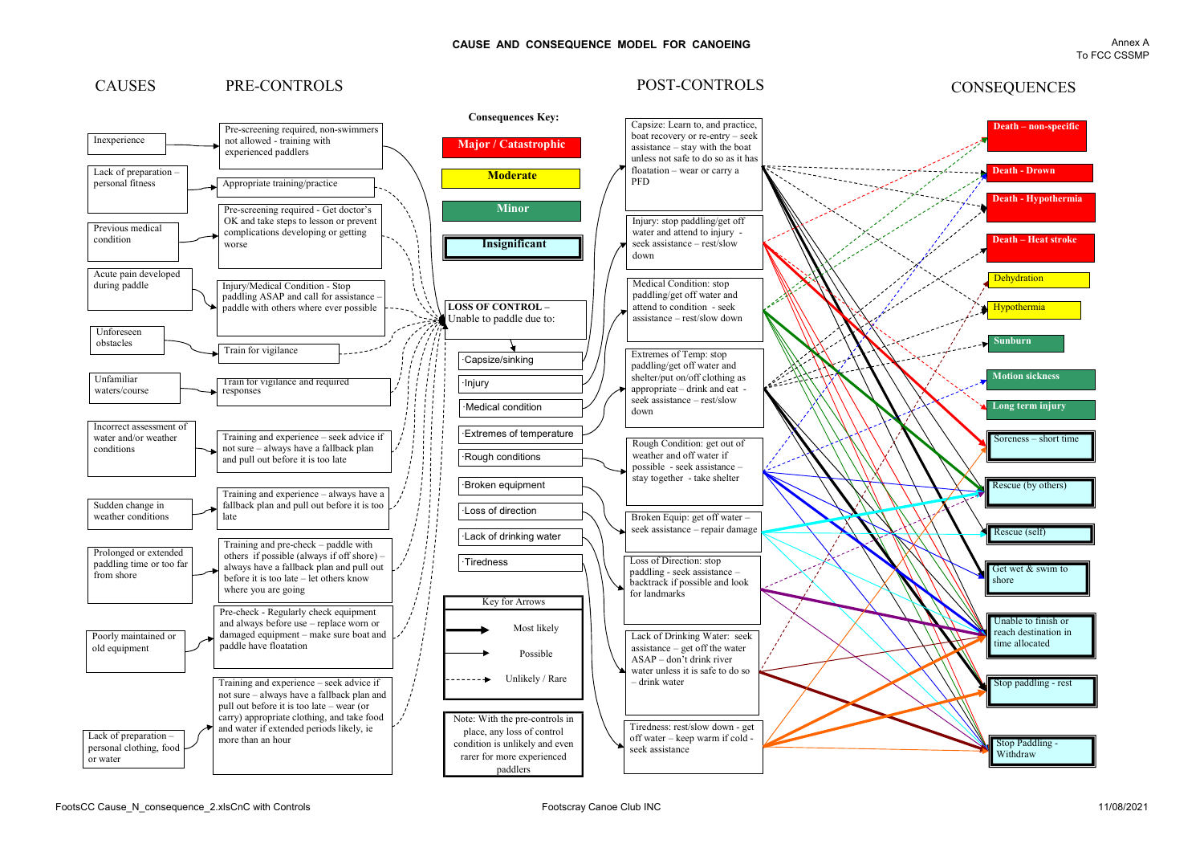# CAUSE AND CONSEQUENCE MODEL FOR CANOEING

Annex A
To FCC CSSMP

## CAUSES

- Inexperience
- Lack of preparation – personal fitness
- Previous medical condition
- Acute pain developed during paddle
- Unforeseen obstacles
- Unfamiliar waters/course
- Incorrect assessment of water and/or weather conditions
- Sudden change in weather conditions
- Prolonged or extended paddling time or too far from shore
- Poorly maintained or old equipment
- Lack of preparation – personal clothing, food or water

## PRE-CONTROLS

- Pre-screening required, non-swimmers not allowed - training with experienced paddlers
- Appropriate training/practice
- Pre-screening required - Get doctor's OK and take steps to lesson or prevent complications developing or getting worse
- Injury/Medical Condition - Stop paddling ASAP and call for assistance – paddle with others where ever possible
- Train for vigilance
- Train for vigilance and required responses
- Training and experience – seek advice if not sure – always have a fallback plan and pull out before it is too late
- Training and experience – always have a fallback plan and pull out before it is too late
- Training and pre-check – paddle with others if possible (always if off shore) – always have a fallback plan and pull out before it is too late – let others know where you are going
- Pre-check - Regularly check equipment and always before use – replace worn or damaged equipment – make sure boat and paddle have floatation
- Training and experience – seek advice if not sure – always have a fallback plan and pull out before it is too late – wear (or carry) appropriate clothing, and take food and water if extended periods likely, ie more than an hour

## Consequences Key:

- Major / Catastrophic
- Moderate
- Minor
- Insignificant

## LOSS OF CONTROL – Unable to paddle due to:

- ·Capsize/sinking
- ·Injury
- ·Medical condition
- ·Extremes of temperature
- ·Rough conditions
- ·Broken equipment
- ·Loss of direction
- ·Lack of drinking water
- ·Tiredness

## Key for Arrows

- Most likely (bold solid arrow)
- Possible (solid arrow)
- Unlikely / Rare (dashed arrow)

Note: With the pre-controls in place, any loss of control condition is unlikely and even rarer for more experienced paddlers

## POST-CONTROLS

- Capsize: Learn to, and practice, boat recovery or re-entry – seek assistance – stay with the boat unless not safe to do so as it has floatation – wear or carry a PFD
- Injury: stop paddling/get off water and attend to injury - seek assistance – rest/slow down
- Medical Condition: stop paddling/get off water and attend to condition - seek assistance – rest/slow down
- Extremes of Temp: stop paddling/get off water and shelter/put on/off clothing as appropriate – drink and eat - seek assistance – rest/slow down
- Rough Condition: get out of weather and off water if possible - seek assistance – stay together - take shelter
- Broken Equip: get off water – seek assistance - repair damage
- Loss of Direction: stop paddling - seek assistance – backtrack if possible and look for landmarks
- Lack of Drinking Water: seek assistance – get off the water ASAP – don't drink river water unless it is safe to do so – drink water
- Tiredness: rest/slow down - get off water - keep warm if cold - seek assistance

## CONSEQUENCES

- Death – non-specific (Major / Catastrophic)
- Death - Drown (Major / Catastrophic)
- Death - Hypothermia (Major / Catastrophic)
- Death – Heat stroke (Major / Catastrophic)
- Dehydration (Moderate)
- Hypothermia (Moderate)
- Sunburn (Minor)
- Motion sickness (Minor)
- Long term injury (Minor)
- Soreness – short time (Insignificant)
- Rescue (by others) (Insignificant)
- Rescue (self) (Insignificant)
- Get wet & swim to shore (Insignificant)
- Unable to finish or reach destination in time allocated (Insignificant)
- Stop paddling - rest (Insignificant)
- Stop Paddling - Withdraw (Insignificant)

FootsCC Cause_N_consequence_2.xlsCnC with Controls

Footscray Canoe Club INC

11/08/2021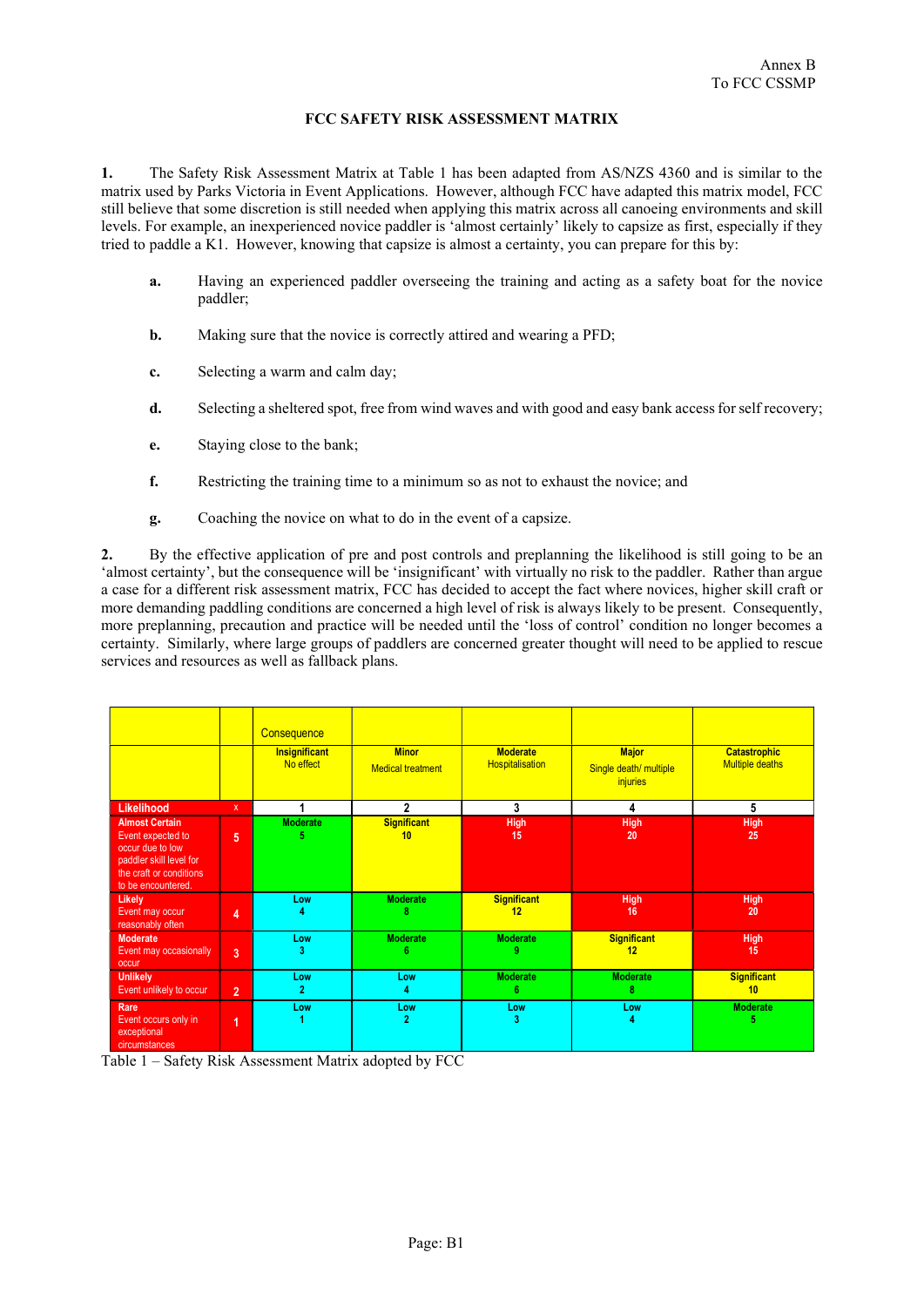Annex B
To FCC CSSMP

# FCC SAFETY RISK ASSESSMENT MATRIX

**1.** The Safety Risk Assessment Matrix at Table 1 has been adapted from AS/NZS 4360 and is similar to the matrix used by Parks Victoria in Event Applications. However, although FCC have adapted this matrix model, FCC still believe that some discretion is still needed when applying this matrix across all canoeing environments and skill levels. For example, an inexperienced novice paddler is 'almost certainly' likely to capsize as first, especially if they tried to paddle a K1. However, knowing that capsize is almost a certainty, you can prepare for this by:

- **a.** Having an experienced paddler overseeing the training and acting as a safety boat for the novice paddler;
- **b.** Making sure that the novice is correctly attired and wearing a PFD;
- **c.** Selecting a warm and calm day;
- **d.** Selecting a sheltered spot, free from wind waves and with good and easy bank access for self recovery;
- **e.** Staying close to the bank;
- **f.** Restricting the training time to a minimum so as not to exhaust the novice; and
- **g.** Coaching the novice on what to do in the event of a capsize.

**2.** By the effective application of pre and post controls and preplanning the likelihood is still going to be an 'almost certainty', but the consequence will be 'insignificant' with virtually no risk to the paddler. Rather than argue a case for a different risk assessment matrix, FCC has decided to accept the fact where novices, higher skill craft or more demanding paddling conditions are concerned a high level of risk is always likely to be present. Consequently, more preplanning, precaution and practice will be needed until the 'loss of control' condition no longer becomes a certainty. Similarly, where large groups of paddlers are concerned greater thought will need to be applied to rescue services and resources as well as fallback plans.

| | | Consequence | | | | |
|---|---|---|---|---|---|---|
| | | **Insignificant** No effect | **Minor** Medical treatment | **Moderate** Hospitalisation | **Major** Single death/ multiple injuries | **Catastrophic** Multiple deaths |
| **Likelihood** | x | 1 | 2 | 3 | 4 | 5 |
| **Almost Certain** Event expected to occur due to low paddler skill level for the craft or conditions to be encountered. | 5 | **Moderate** 5 | **Significant** 10 | **High** 15 | **High** 20 | **High** 25 |
| **Likely** Event may occur reasonably often | 4 | **Low** 4 | **Moderate** 8 | **Significant** 12 | **High** 16 | **High** 20 |
| **Moderate** Event may occasionally occur | 3 | **Low** 3 | **Moderate** 6 | **Moderate** 9 | **Significant** 12 | **High** 15 |
| **Unlikely** Event unlikely to occur | 2 | **Low** 2 | **Low** 4 | **Moderate** 6 | **Moderate** 8 | **Significant** 10 |
| **Rare** Event occurs only in exceptional circumstances | 1 | **Low** 1 | **Low** 2 | **Low** 3 | **Low** 4 | **Moderate** 5 |

Table 1 – Safety Risk Assessment Matrix adopted by FCC